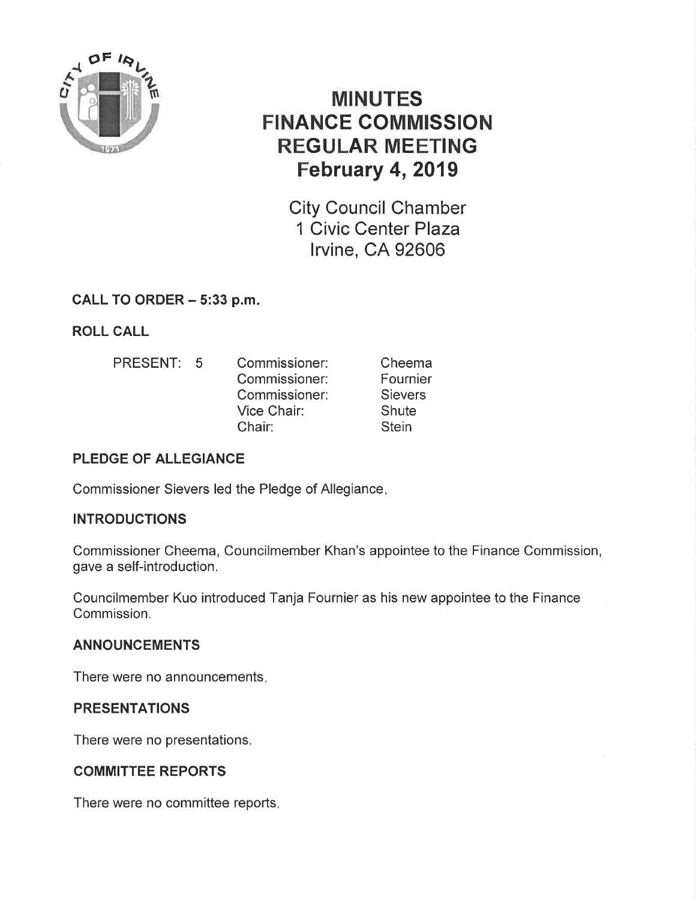# MINUTES
# FINANCE COMMISSION
# REGULAR MEETING
# February 4, 2019

City Council Chamber
1 Civic Center Plaza
Irvine, CA 92606

### CALL TO ORDER – 5:33 p.m.

### ROLL CALL

| PRESENT: 5 | | |
|---|---|---|
| | Commissioner: | Cheema |
| | Commissioner: | Fournier |
| | Commissioner: | Sievers |
| | Vice Chair: | Shute |
| | Chair: | Stein |

### PLEDGE OF ALLEGIANCE

Commissioner Sievers led the Pledge of Allegiance.

### INTRODUCTIONS

Commissioner Cheema, Councilmember Khan's appointee to the Finance Commission, gave a self-introduction.

Councilmember Kuo introduced Tanja Fournier as his new appointee to the Finance Commission.

### ANNOUNCEMENTS

There were no announcements.

### PRESENTATIONS

There were no presentations.

### COMMITTEE REPORTS

There were no committee reports.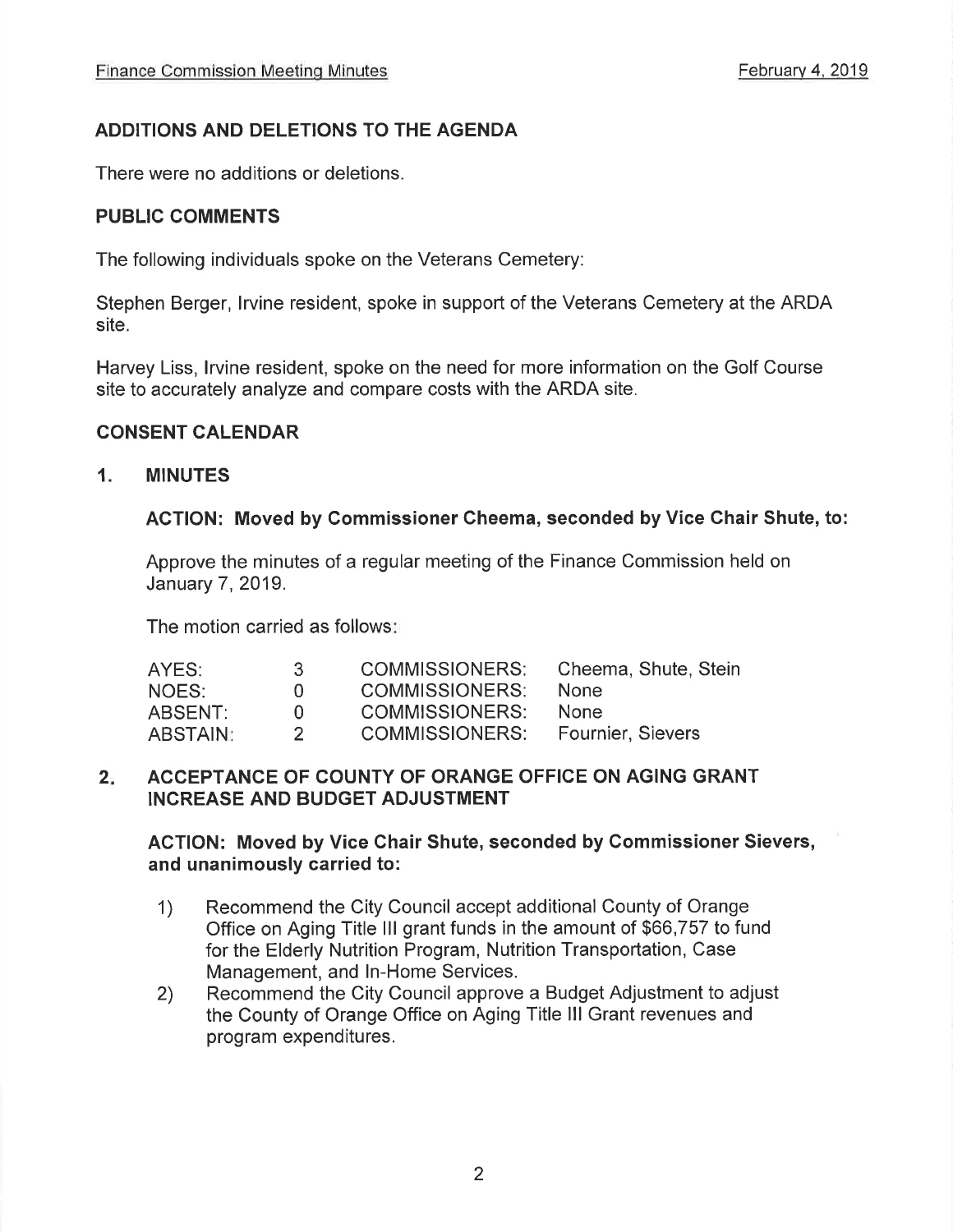## ADDITIONS AND DELETIONS TO THE AGENDA

There were no additions or deletions.

## PUBLIC COMMENTS

The following individuals spoke on the Veterans Cemetery:

Stephen Berger, Irvine resident, spoke in support of the Veterans Cemetery at the ARDA site.

Harvey Liss, Irvine resident, spoke on the need for more information on the Golf Course site to accurately analyze and compare costs with the ARDA site.

## CONSENT CALENDAR

### 1. MINUTES

**ACTION: Moved by Commissioner Cheema, seconded by Vice Chair Shute, to:**

Approve the minutes of a regular meeting of the Finance Commission held on January 7, 2019.

The motion carried as follows:

| | | | |
|---|---|---|---|
| AYES: | 3 | COMMISSIONERS: | Cheema, Shute, Stein |
| NOES: | 0 | COMMISSIONERS: | None |
| ABSENT: | 0 | COMMISSIONERS: | None |
| ABSTAIN: | 2 | COMMISSIONERS: | Fournier, Sievers |

### 2. ACCEPTANCE OF COUNTY OF ORANGE OFFICE ON AGING GRANT INCREASE AND BUDGET ADJUSTMENT

**ACTION: Moved by Vice Chair Shute, seconded by Commissioner Sievers, and unanimously carried to:**

1) Recommend the City Council accept additional County of Orange Office on Aging Title III grant funds in the amount of $66,757 to fund for the Elderly Nutrition Program, Nutrition Transportation, Case Management, and In-Home Services.
2) Recommend the City Council approve a Budget Adjustment to adjust the County of Orange Office on Aging Title III Grant revenues and program expenditures.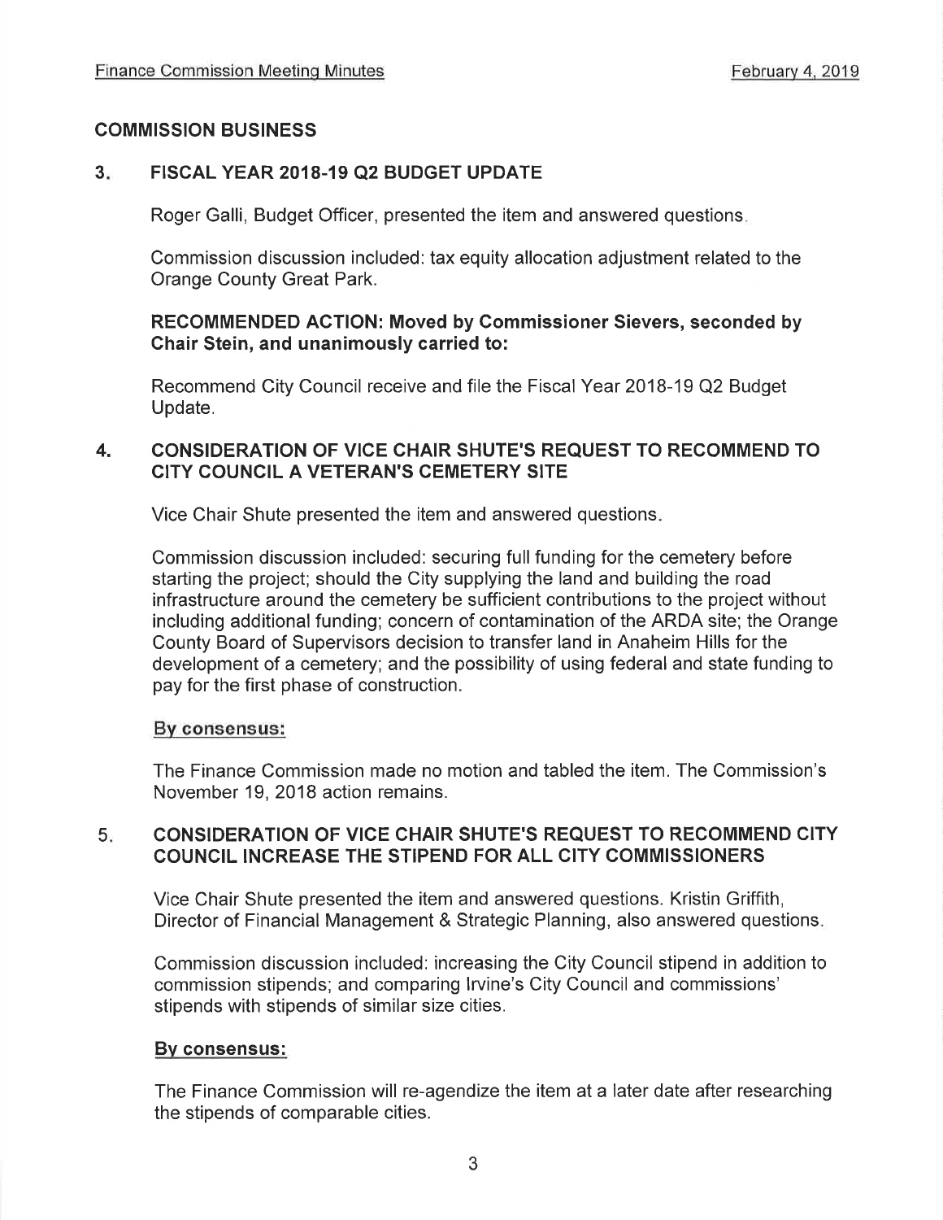## COMMISSION BUSINESS

### 3. FISCAL YEAR 2018-19 Q2 BUDGET UPDATE

Roger Galli, Budget Officer, presented the item and answered questions.

Commission discussion included: tax equity allocation adjustment related to the Orange County Great Park.

**RECOMMENDED ACTION: Moved by Commissioner Sievers, seconded by Chair Stein, and unanimously carried to:**

Recommend City Council receive and file the Fiscal Year 2018-19 Q2 Budget Update.

### 4. CONSIDERATION OF VICE CHAIR SHUTE'S REQUEST TO RECOMMEND TO CITY COUNCIL A VETERAN'S CEMETERY SITE

Vice Chair Shute presented the item and answered questions.

Commission discussion included: securing full funding for the cemetery before starting the project; should the City supplying the land and building the road infrastructure around the cemetery be sufficient contributions to the project without including additional funding; concern of contamination of the ARDA site; the Orange County Board of Supervisors decision to transfer land in Anaheim Hills for the development of a cemetery; and the possibility of using federal and state funding to pay for the first phase of construction.

**By consensus:**

The Finance Commission made no motion and tabled the item. The Commission's November 19, 2018 action remains.

### 5. CONSIDERATION OF VICE CHAIR SHUTE'S REQUEST TO RECOMMEND CITY COUNCIL INCREASE THE STIPEND FOR ALL CITY COMMISSIONERS

Vice Chair Shute presented the item and answered questions. Kristin Griffith, Director of Financial Management & Strategic Planning, also answered questions.

Commission discussion included: increasing the City Council stipend in addition to commission stipends; and comparing Irvine's City Council and commissions' stipends with stipends of similar size cities.

**By consensus:**

The Finance Commission will re-agendize the item at a later date after researching the stipends of comparable cities.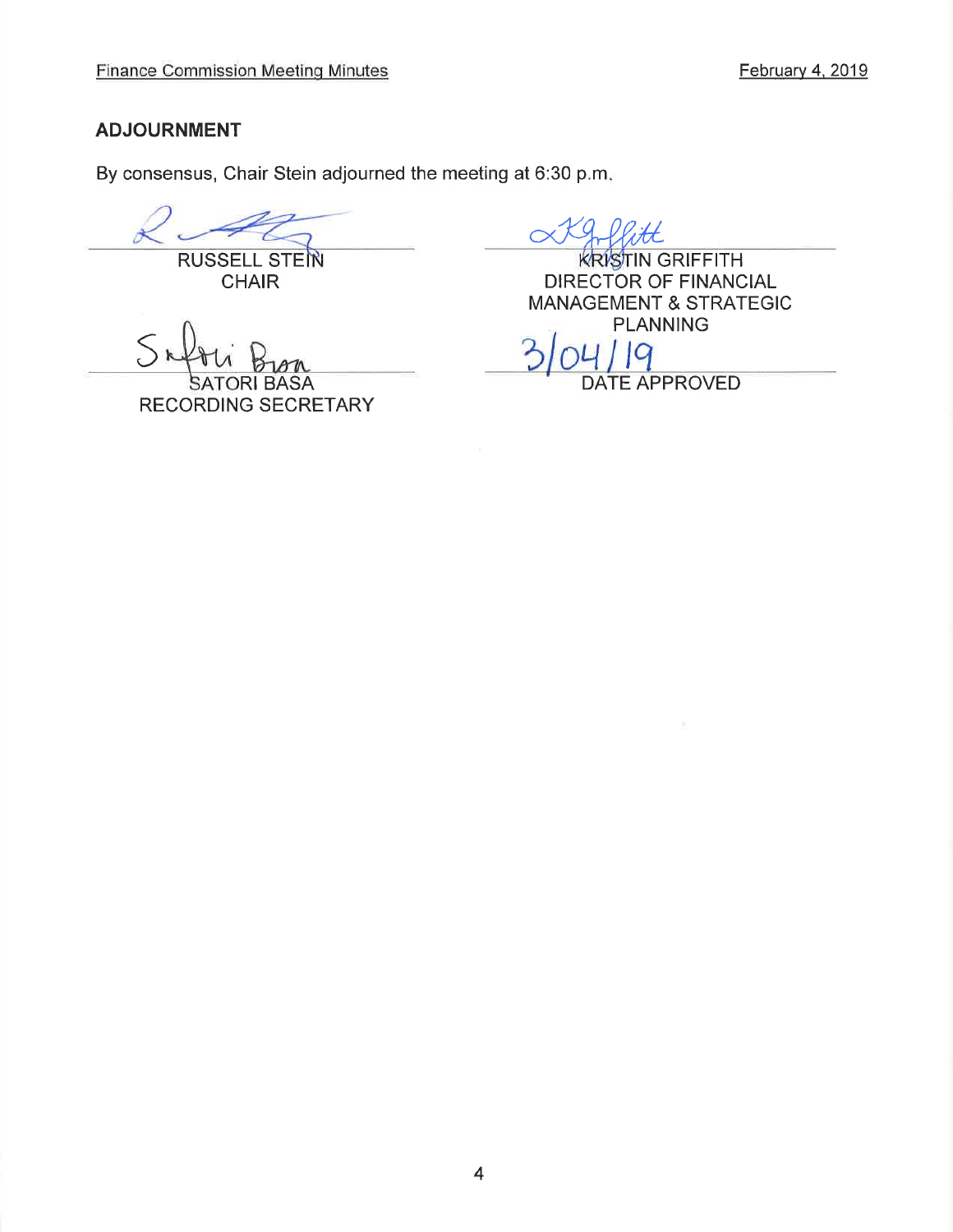## ADJOURNMENT

By consensus, Chair Stein adjourned the meeting at 6:30 p.m.

RUSSELL STEIN
CHAIR

KRISTIN GRIFFITH
DIRECTOR OF FINANCIAL MANAGEMENT & STRATEGIC PLANNING

SATORI BASA
RECORDING SECRETARY

3/04/19
DATE APPROVED